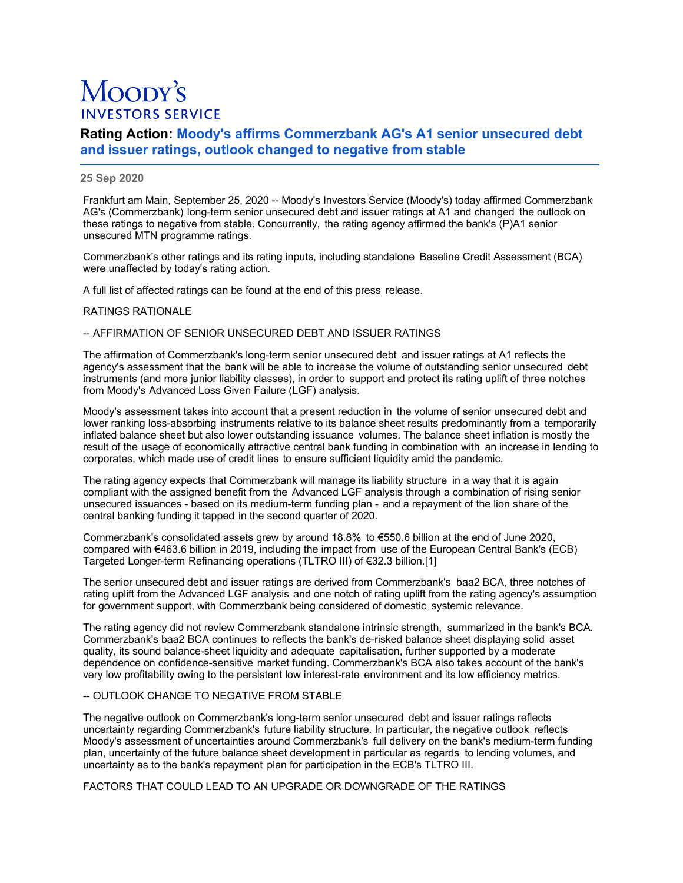# Moody's Investors Service

## Rating Action: Moody's affirms Commerzbank AG's A1 senior unsecured debt and issuer ratings, outlook changed to negative from stable

**25 Sep 2020**

Frankfurt am Main, September 25, 2020 -- Moody's Investors Service (Moody's) today affirmed Commerzbank AG's (Commerzbank) long-term senior unsecured debt and issuer ratings at A1 and changed the outlook on these ratings to negative from stable. Concurrently, the rating agency affirmed the bank's (P)A1 senior unsecured MTN programme ratings.

Commerzbank's other ratings and its rating inputs, including standalone Baseline Credit Assessment (BCA) were unaffected by today's rating action.

A full list of affected ratings can be found at the end of this press release.

RATINGS RATIONALE

-- AFFIRMATION OF SENIOR UNSECURED DEBT AND ISSUER RATINGS

The affirmation of Commerzbank's long-term senior unsecured debt and issuer ratings at A1 reflects the agency's assessment that the bank will be able to increase the volume of outstanding senior unsecured debt instruments (and more junior liability classes), in order to support and protect its rating uplift of three notches from Moody's Advanced Loss Given Failure (LGF) analysis.

Moody's assessment takes into account that a present reduction in the volume of senior unsecured debt and lower ranking loss-absorbing instruments relative to its balance sheet results predominantly from a temporarily inflated balance sheet but also lower outstanding issuance volumes. The balance sheet inflation is mostly the result of the usage of economically attractive central bank funding in combination with an increase in lending to corporates, which made use of credit lines to ensure sufficient liquidity amid the pandemic.

The rating agency expects that Commerzbank will manage its liability structure in a way that it is again compliant with the assigned benefit from the Advanced LGF analysis through a combination of rising senior unsecured issuances - based on its medium-term funding plan - and a repayment of the lion share of the central banking funding it tapped in the second quarter of 2020.

Commerzbank's consolidated assets grew by around 18.8% to €550.6 billion at the end of June 2020, compared with €463.6 billion in 2019, including the impact from use of the European Central Bank's (ECB) Targeted Longer-term Refinancing operations (TLTRO III) of €32.3 billion.[1]

The senior unsecured debt and issuer ratings are derived from Commerzbank's baa2 BCA, three notches of rating uplift from the Advanced LGF analysis and one notch of rating uplift from the rating agency's assumption for government support, with Commerzbank being considered of domestic systemic relevance.

The rating agency did not review Commerzbank standalone intrinsic strength, summarized in the bank's BCA. Commerzbank's baa2 BCA continues to reflects the bank's de-risked balance sheet displaying solid asset quality, its sound balance-sheet liquidity and adequate capitalisation, further supported by a moderate dependence on confidence-sensitive market funding. Commerzbank's BCA also takes account of the bank's very low profitability owing to the persistent low interest-rate environment and its low efficiency metrics.

-- OUTLOOK CHANGE TO NEGATIVE FROM STABLE

The negative outlook on Commerzbank's long-term senior unsecured debt and issuer ratings reflects uncertainty regarding Commerzbank's future liability structure. In particular, the negative outlook reflects Moody's assessment of uncertainties around Commerzbank's full delivery on the bank's medium-term funding plan, uncertainty of the future balance sheet development in particular as regards to lending volumes, and uncertainty as to the bank's repayment plan for participation in the ECB's TLTRO III.

FACTORS THAT COULD LEAD TO AN UPGRADE OR DOWNGRADE OF THE RATINGS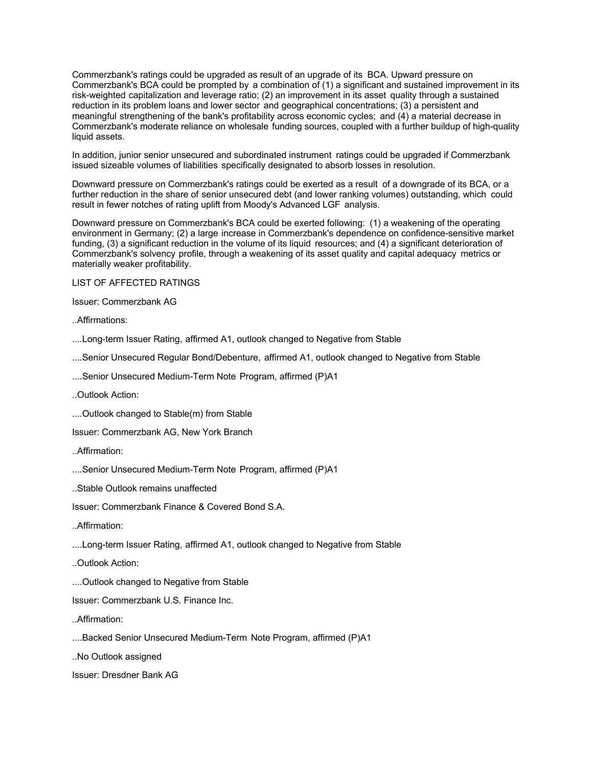Commerzbank's ratings could be upgraded as result of an upgrade of its BCA. Upward pressure on Commerzbank's BCA could be prompted by a combination of (1) a significant and sustained improvement in its risk-weighted capitalization and leverage ratio; (2) an improvement in its asset quality through a sustained reduction in its problem loans and lower sector and geographical concentrations; (3) a persistent and meaningful strengthening of the bank's profitability across economic cycles; and (4) a material decrease in Commerzbank's moderate reliance on wholesale funding sources, coupled with a further buildup of high-quality liquid assets.

In addition, junior senior unsecured and subordinated instrument ratings could be upgraded if Commerzbank issued sizeable volumes of liabilities specifically designated to absorb losses in resolution.

Downward pressure on Commerzbank's ratings could be exerted as a result of a downgrade of its BCA, or a further reduction in the share of senior unsecured debt (and lower ranking volumes) outstanding, which could result in fewer notches of rating uplift from Moody's Advanced LGF analysis.

Downward pressure on Commerzbank's BCA could be exerted following: (1) a weakening of the operating environment in Germany; (2) a large increase in Commerzbank's dependence on confidence-sensitive market funding, (3) a significant reduction in the volume of its liquid resources; and (4) a significant deterioration of Commerzbank's solvency profile, through a weakening of its asset quality and capital adequacy metrics or materially weaker profitability.

LIST OF AFFECTED RATINGS

Issuer: Commerzbank AG

..Affirmations:

....Long-term Issuer Rating, affirmed A1, outlook changed to Negative from Stable

....Senior Unsecured Regular Bond/Debenture, affirmed A1, outlook changed to Negative from Stable

....Senior Unsecured Medium-Term Note Program, affirmed (P)A1

..Outlook Action:

....Outlook changed to Stable(m) from Stable

Issuer: Commerzbank AG, New York Branch

..Affirmation:

....Senior Unsecured Medium-Term Note Program, affirmed (P)A1

..Stable Outlook remains unaffected

Issuer: Commerzbank Finance & Covered Bond S.A.

..Affirmation:

....Long-term Issuer Rating, affirmed A1, outlook changed to Negative from Stable

..Outlook Action:

....Outlook changed to Negative from Stable

Issuer: Commerzbank U.S. Finance Inc.

..Affirmation:

....Backed Senior Unsecured Medium-Term Note Program, affirmed (P)A1

..No Outlook assigned

Issuer: Dresdner Bank AG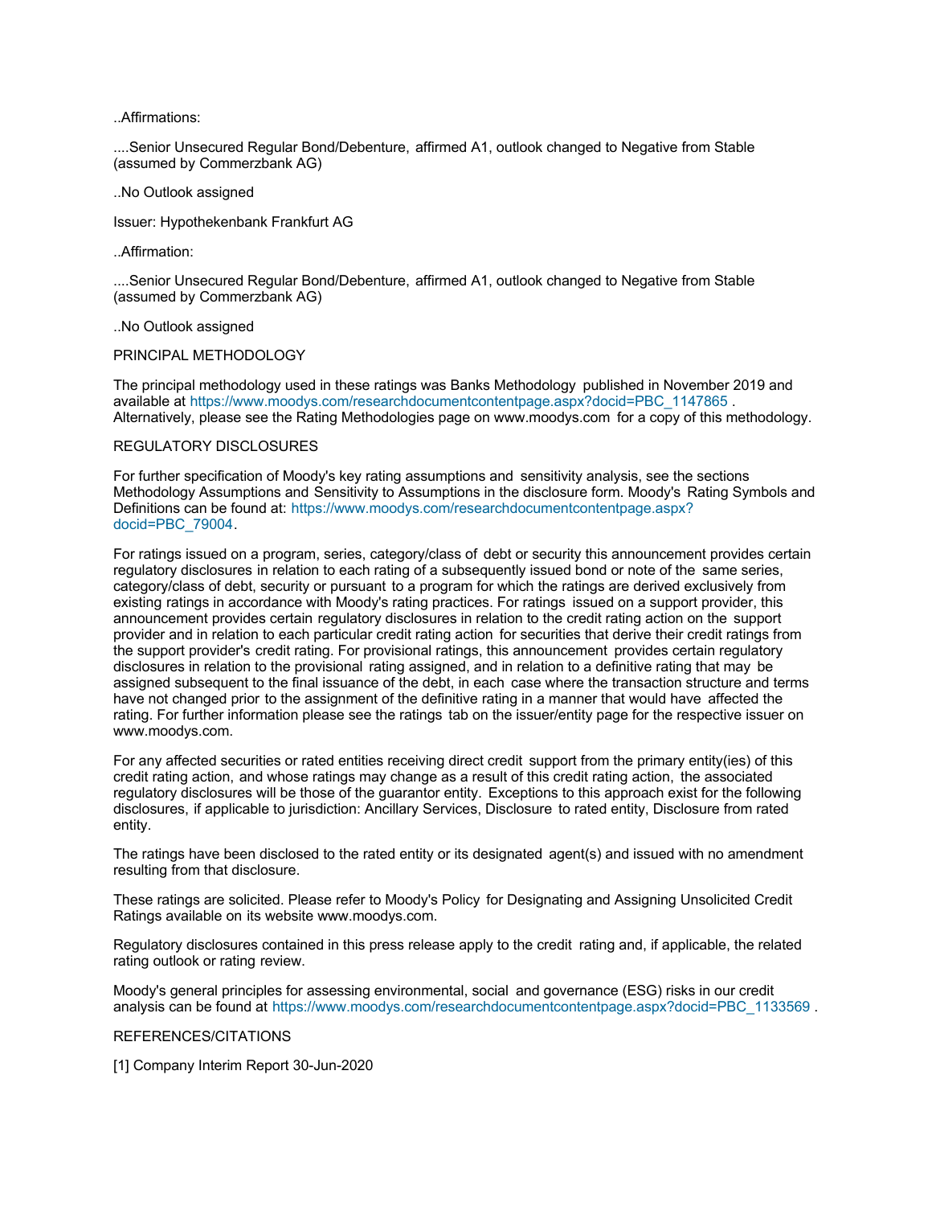..Affirmations:

....Senior Unsecured Regular Bond/Debenture, affirmed A1, outlook changed to Negative from Stable (assumed by Commerzbank AG)

..No Outlook assigned

Issuer: Hypothekenbank Frankfurt AG

..Affirmation:

....Senior Unsecured Regular Bond/Debenture, affirmed A1, outlook changed to Negative from Stable (assumed by Commerzbank AG)

..No Outlook assigned

PRINCIPAL METHODOLOGY

The principal methodology used in these ratings was Banks Methodology published in November 2019 and available at https://www.moodys.com/researchdocumentcontentpage.aspx?docid=PBC_1147865 . Alternatively, please see the Rating Methodologies page on www.moodys.com for a copy of this methodology.

REGULATORY DISCLOSURES

For further specification of Moody's key rating assumptions and sensitivity analysis, see the sections Methodology Assumptions and Sensitivity to Assumptions in the disclosure form. Moody's Rating Symbols and Definitions can be found at: https://www.moodys.com/researchdocumentcontentpage.aspx?docid=PBC_79004.

For ratings issued on a program, series, category/class of debt or security this announcement provides certain regulatory disclosures in relation to each rating of a subsequently issued bond or note of the same series, category/class of debt, security or pursuant to a program for which the ratings are derived exclusively from existing ratings in accordance with Moody's rating practices. For ratings issued on a support provider, this announcement provides certain regulatory disclosures in relation to the credit rating action on the support provider and in relation to each particular credit rating action for securities that derive their credit ratings from the support provider's credit rating. For provisional ratings, this announcement provides certain regulatory disclosures in relation to the provisional rating assigned, and in relation to a definitive rating that may be assigned subsequent to the final issuance of the debt, in each case where the transaction structure and terms have not changed prior to the assignment of the definitive rating in a manner that would have affected the rating. For further information please see the ratings tab on the issuer/entity page for the respective issuer on www.moodys.com.

For any affected securities or rated entities receiving direct credit support from the primary entity(ies) of this credit rating action, and whose ratings may change as a result of this credit rating action, the associated regulatory disclosures will be those of the guarantor entity. Exceptions to this approach exist for the following disclosures, if applicable to jurisdiction: Ancillary Services, Disclosure to rated entity, Disclosure from rated entity.

The ratings have been disclosed to the rated entity or its designated agent(s) and issued with no amendment resulting from that disclosure.

These ratings are solicited. Please refer to Moody's Policy for Designating and Assigning Unsolicited Credit Ratings available on its website www.moodys.com.

Regulatory disclosures contained in this press release apply to the credit rating and, if applicable, the related rating outlook or rating review.

Moody's general principles for assessing environmental, social and governance (ESG) risks in our credit analysis can be found at https://www.moodys.com/researchdocumentcontentpage.aspx?docid=PBC_1133569 .

REFERENCES/CITATIONS

[1] Company Interim Report 30-Jun-2020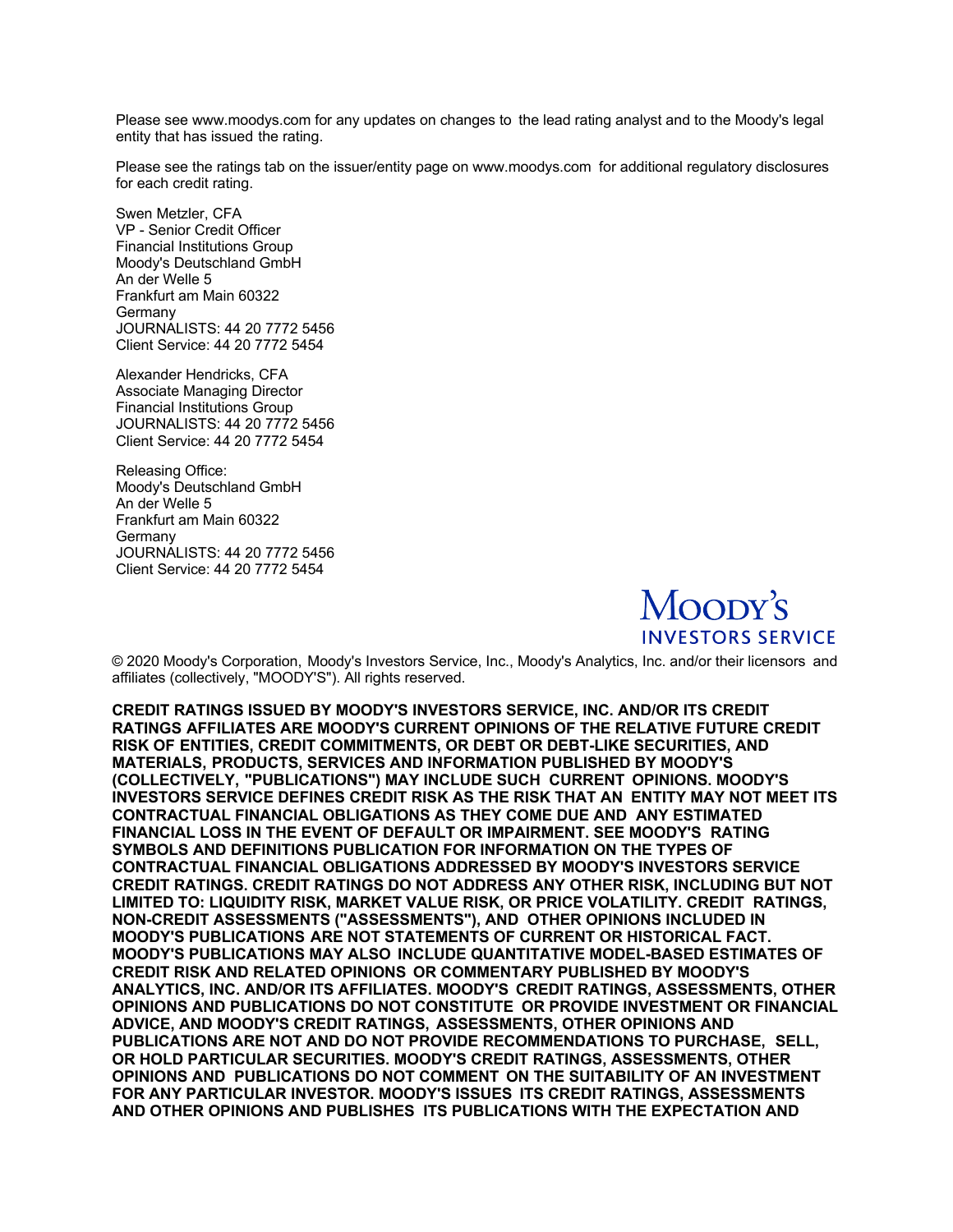Please see www.moodys.com for any updates on changes to the lead rating analyst and to the Moody's legal entity that has issued the rating.

Please see the ratings tab on the issuer/entity page on www.moodys.com for additional regulatory disclosures for each credit rating.

Swen Metzler, CFA
VP - Senior Credit Officer
Financial Institutions Group
Moody's Deutschland GmbH
An der Welle 5
Frankfurt am Main 60322
Germany
JOURNALISTS: 44 20 7772 5456
Client Service: 44 20 7772 5454

Alexander Hendricks, CFA
Associate Managing Director
Financial Institutions Group
JOURNALISTS: 44 20 7772 5456
Client Service: 44 20 7772 5454

Releasing Office:
Moody's Deutschland GmbH
An der Welle 5
Frankfurt am Main 60322
Germany
JOURNALISTS: 44 20 7772 5456
Client Service: 44 20 7772 5454

MOODY'S INVESTORS SERVICE

© 2020 Moody's Corporation, Moody's Investors Service, Inc., Moody's Analytics, Inc. and/or their licensors and affiliates (collectively, "MOODY'S"). All rights reserved.

**CREDIT RATINGS ISSUED BY MOODY'S INVESTORS SERVICE, INC. AND/OR ITS CREDIT RATINGS AFFILIATES ARE MOODY'S CURRENT OPINIONS OF THE RELATIVE FUTURE CREDIT RISK OF ENTITIES, CREDIT COMMITMENTS, OR DEBT OR DEBT-LIKE SECURITIES, AND MATERIALS, PRODUCTS, SERVICES AND INFORMATION PUBLISHED BY MOODY'S (COLLECTIVELY, "PUBLICATIONS") MAY INCLUDE SUCH CURRENT OPINIONS. MOODY'S INVESTORS SERVICE DEFINES CREDIT RISK AS THE RISK THAT AN ENTITY MAY NOT MEET ITS CONTRACTUAL FINANCIAL OBLIGATIONS AS THEY COME DUE AND ANY ESTIMATED FINANCIAL LOSS IN THE EVENT OF DEFAULT OR IMPAIRMENT. SEE MOODY'S RATING SYMBOLS AND DEFINITIONS PUBLICATION FOR INFORMATION ON THE TYPES OF CONTRACTUAL FINANCIAL OBLIGATIONS ADDRESSED BY MOODY'S INVESTORS SERVICE CREDIT RATINGS. CREDIT RATINGS DO NOT ADDRESS ANY OTHER RISK, INCLUDING BUT NOT LIMITED TO: LIQUIDITY RISK, MARKET VALUE RISK, OR PRICE VOLATILITY. CREDIT RATINGS, NON-CREDIT ASSESSMENTS ("ASSESSMENTS"), AND OTHER OPINIONS INCLUDED IN MOODY'S PUBLICATIONS ARE NOT STATEMENTS OF CURRENT OR HISTORICAL FACT. MOODY'S PUBLICATIONS MAY ALSO INCLUDE QUANTITATIVE MODEL-BASED ESTIMATES OF CREDIT RISK AND RELATED OPINIONS OR COMMENTARY PUBLISHED BY MOODY'S ANALYTICS, INC. AND/OR ITS AFFILIATES. MOODY'S CREDIT RATINGS, ASSESSMENTS, OTHER OPINIONS AND PUBLICATIONS DO NOT CONSTITUTE OR PROVIDE INVESTMENT OR FINANCIAL ADVICE, AND MOODY'S CREDIT RATINGS, ASSESSMENTS, OTHER OPINIONS AND PUBLICATIONS ARE NOT AND DO NOT PROVIDE RECOMMENDATIONS TO PURCHASE, SELL, OR HOLD PARTICULAR SECURITIES. MOODY'S CREDIT RATINGS, ASSESSMENTS, OTHER OPINIONS AND PUBLICATIONS DO NOT COMMENT ON THE SUITABILITY OF AN INVESTMENT FOR ANY PARTICULAR INVESTOR. MOODY'S ISSUES ITS CREDIT RATINGS, ASSESSMENTS AND OTHER OPINIONS AND PUBLISHES ITS PUBLICATIONS WITH THE EXPECTATION AND**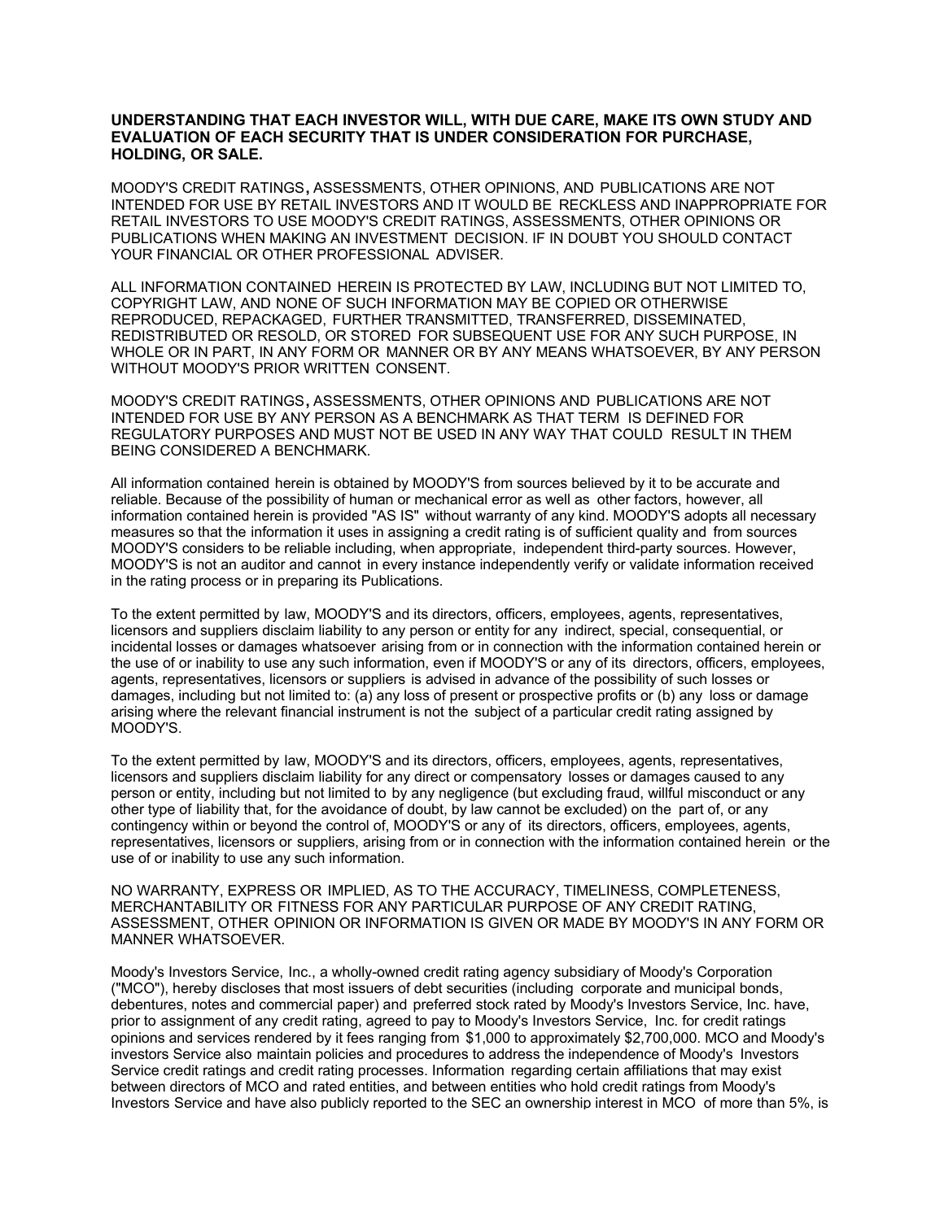**UNDERSTANDING THAT EACH INVESTOR WILL, WITH DUE CARE, MAKE ITS OWN STUDY AND EVALUATION OF EACH SECURITY THAT IS UNDER CONSIDERATION FOR PURCHASE, HOLDING, OR SALE.**

MOODY'S CREDIT RATINGS, ASSESSMENTS, OTHER OPINIONS, AND PUBLICATIONS ARE NOT INTENDED FOR USE BY RETAIL INVESTORS AND IT WOULD BE RECKLESS AND INAPPROPRIATE FOR RETAIL INVESTORS TO USE MOODY'S CREDIT RATINGS, ASSESSMENTS, OTHER OPINIONS OR PUBLICATIONS WHEN MAKING AN INVESTMENT DECISION. IF IN DOUBT YOU SHOULD CONTACT YOUR FINANCIAL OR OTHER PROFESSIONAL ADVISER.

ALL INFORMATION CONTAINED HEREIN IS PROTECTED BY LAW, INCLUDING BUT NOT LIMITED TO, COPYRIGHT LAW, AND NONE OF SUCH INFORMATION MAY BE COPIED OR OTHERWISE REPRODUCED, REPACKAGED, FURTHER TRANSMITTED, TRANSFERRED, DISSEMINATED, REDISTRIBUTED OR RESOLD, OR STORED FOR SUBSEQUENT USE FOR ANY SUCH PURPOSE, IN WHOLE OR IN PART, IN ANY FORM OR MANNER OR BY ANY MEANS WHATSOEVER, BY ANY PERSON WITHOUT MOODY'S PRIOR WRITTEN CONSENT.

MOODY'S CREDIT RATINGS, ASSESSMENTS, OTHER OPINIONS AND PUBLICATIONS ARE NOT INTENDED FOR USE BY ANY PERSON AS A BENCHMARK AS THAT TERM IS DEFINED FOR REGULATORY PURPOSES AND MUST NOT BE USED IN ANY WAY THAT COULD RESULT IN THEM BEING CONSIDERED A BENCHMARK.

All information contained herein is obtained by MOODY'S from sources believed by it to be accurate and reliable. Because of the possibility of human or mechanical error as well as other factors, however, all information contained herein is provided "AS IS" without warranty of any kind. MOODY'S adopts all necessary measures so that the information it uses in assigning a credit rating is of sufficient quality and from sources MOODY'S considers to be reliable including, when appropriate, independent third-party sources. However, MOODY'S is not an auditor and cannot in every instance independently verify or validate information received in the rating process or in preparing its Publications.

To the extent permitted by law, MOODY'S and its directors, officers, employees, agents, representatives, licensors and suppliers disclaim liability to any person or entity for any indirect, special, consequential, or incidental losses or damages whatsoever arising from or in connection with the information contained herein or the use of or inability to use any such information, even if MOODY'S or any of its directors, officers, employees, agents, representatives, licensors or suppliers is advised in advance of the possibility of such losses or damages, including but not limited to: (a) any loss of present or prospective profits or (b) any loss or damage arising where the relevant financial instrument is not the subject of a particular credit rating assigned by MOODY'S.

To the extent permitted by law, MOODY'S and its directors, officers, employees, agents, representatives, licensors and suppliers disclaim liability for any direct or compensatory losses or damages caused to any person or entity, including but not limited to by any negligence (but excluding fraud, willful misconduct or any other type of liability that, for the avoidance of doubt, by law cannot be excluded) on the part of, or any contingency within or beyond the control of, MOODY'S or any of its directors, officers, employees, agents, representatives, licensors or suppliers, arising from or in connection with the information contained herein or the use of or inability to use any such information.

NO WARRANTY, EXPRESS OR IMPLIED, AS TO THE ACCURACY, TIMELINESS, COMPLETENESS, MERCHANTABILITY OR FITNESS FOR ANY PARTICULAR PURPOSE OF ANY CREDIT RATING, ASSESSMENT, OTHER OPINION OR INFORMATION IS GIVEN OR MADE BY MOODY'S IN ANY FORM OR MANNER WHATSOEVER.

Moody's Investors Service, Inc., a wholly-owned credit rating agency subsidiary of Moody's Corporation ("MCO"), hereby discloses that most issuers of debt securities (including corporate and municipal bonds, debentures, notes and commercial paper) and preferred stock rated by Moody's Investors Service, Inc. have, prior to assignment of any credit rating, agreed to pay to Moody's Investors Service, Inc. for credit ratings opinions and services rendered by it fees ranging from $1,000 to approximately $2,700,000. MCO and Moody's investors Service also maintain policies and procedures to address the independence of Moody's Investors Service credit ratings and credit rating processes. Information regarding certain affiliations that may exist between directors of MCO and rated entities, and between entities who hold credit ratings from Moody's Investors Service and have also publicly reported to the SEC an ownership interest in MCO of more than 5%, is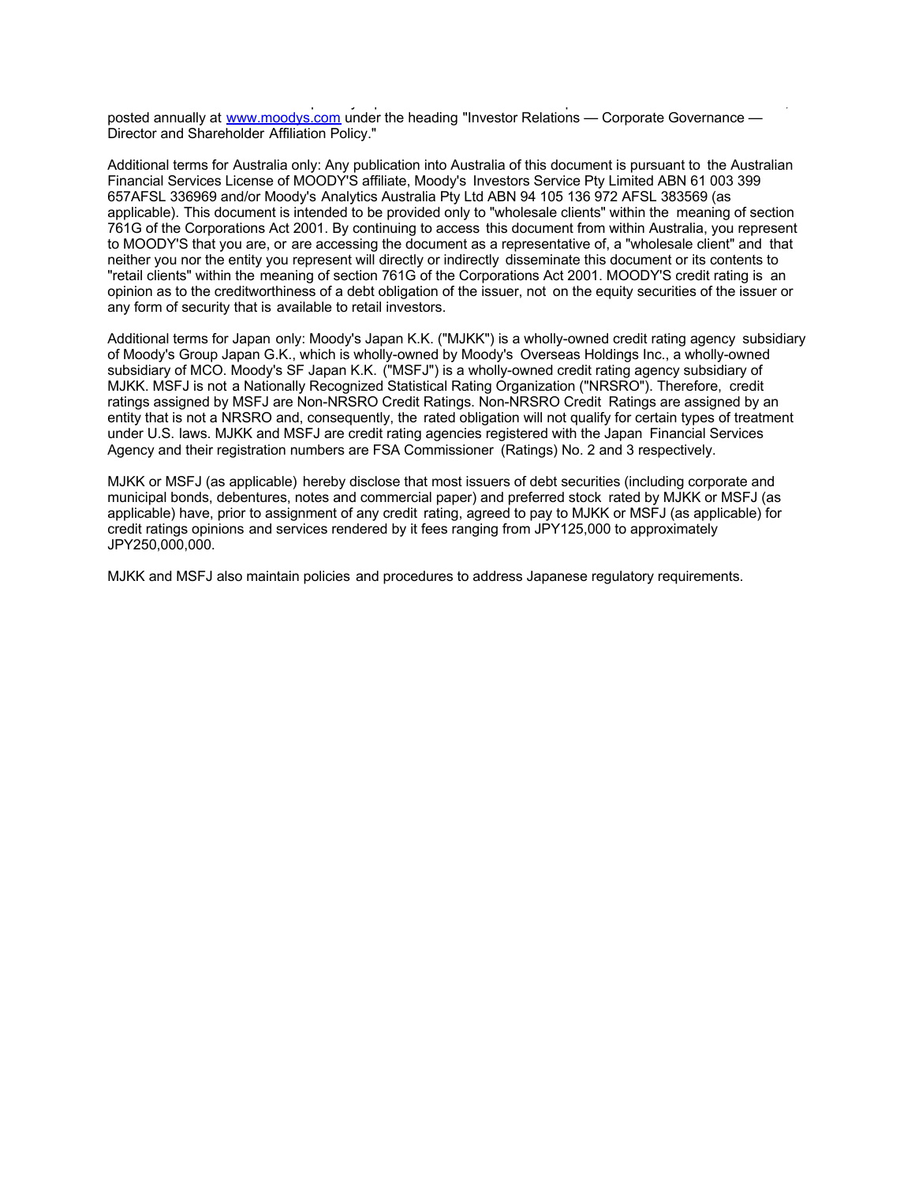posted annually at www.moodys.com under the heading "Investor Relations — Corporate Governance — Director and Shareholder Affiliation Policy."

Additional terms for Australia only: Any publication into Australia of this document is pursuant to the Australian Financial Services License of MOODY'S affiliate, Moody's Investors Service Pty Limited ABN 61 003 399 657AFSL 336969 and/or Moody's Analytics Australia Pty Ltd ABN 94 105 136 972 AFSL 383569 (as applicable). This document is intended to be provided only to "wholesale clients" within the meaning of section 761G of the Corporations Act 2001. By continuing to access this document from within Australia, you represent to MOODY'S that you are, or are accessing the document as a representative of, a "wholesale client" and that neither you nor the entity you represent will directly or indirectly disseminate this document or its contents to "retail clients" within the meaning of section 761G of the Corporations Act 2001. MOODY'S credit rating is an opinion as to the creditworthiness of a debt obligation of the issuer, not on the equity securities of the issuer or any form of security that is available to retail investors.

Additional terms for Japan only: Moody's Japan K.K. ("MJKK") is a wholly-owned credit rating agency subsidiary of Moody's Group Japan G.K., which is wholly-owned by Moody's Overseas Holdings Inc., a wholly-owned subsidiary of MCO. Moody's SF Japan K.K. ("MSFJ") is a wholly-owned credit rating agency subsidiary of MJKK. MSFJ is not a Nationally Recognized Statistical Rating Organization ("NRSRO"). Therefore, credit ratings assigned by MSFJ are Non-NRSRO Credit Ratings. Non-NRSRO Credit Ratings are assigned by an entity that is not a NRSRO and, consequently, the rated obligation will not qualify for certain types of treatment under U.S. laws. MJKK and MSFJ are credit rating agencies registered with the Japan Financial Services Agency and their registration numbers are FSA Commissioner (Ratings) No. 2 and 3 respectively.

MJKK or MSFJ (as applicable) hereby disclose that most issuers of debt securities (including corporate and municipal bonds, debentures, notes and commercial paper) and preferred stock rated by MJKK or MSFJ (as applicable) have, prior to assignment of any credit rating, agreed to pay to MJKK or MSFJ (as applicable) for credit ratings opinions and services rendered by it fees ranging from JPY125,000 to approximately JPY250,000,000.

MJKK and MSFJ also maintain policies and procedures to address Japanese regulatory requirements.